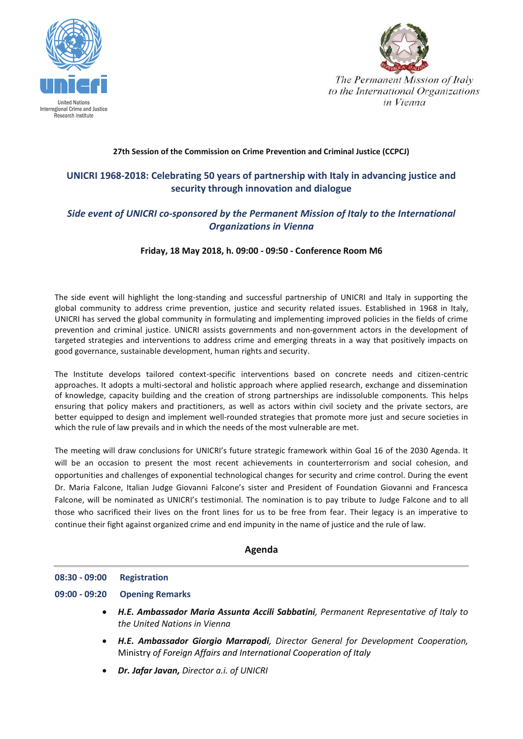United Nations
Interregional Crime and Justice
Research Institute

*The Permanent Mission of Italy to the International Organizations in Vienna*

**27th Session of the Commission on Crime Prevention and Criminal Justice (CCPCJ)**

## UNICRI 1968-2018: Celebrating 50 years of partnership with Italy in advancing justice and security through innovation and dialogue

### *Side event of UNICRI co-sponsored by the Permanent Mission of Italy to the International Organizations in Vienna*

**Friday, 18 May 2018, h. 09:00 - 09:50 - Conference Room M6**

The side event will highlight the long-standing and successful partnership of UNICRI and Italy in supporting the global community to address crime prevention, justice and security related issues. Established in 1968 in Italy, UNICRI has served the global community in formulating and implementing improved policies in the fields of crime prevention and criminal justice. UNICRI assists governments and non-government actors in the development of targeted strategies and interventions to address crime and emerging threats in a way that positively impacts on good governance, sustainable development, human rights and security.

The Institute develops tailored context-specific interventions based on concrete needs and citizen-centric approaches. It adopts a multi-sectoral and holistic approach where applied research, exchange and dissemination of knowledge, capacity building and the creation of strong partnerships are indissoluble components. This helps ensuring that policy makers and practitioners, as well as actors within civil society and the private sectors, are better equipped to design and implement well-rounded strategies that promote more just and secure societies in which the rule of law prevails and in which the needs of the most vulnerable are met.

The meeting will draw conclusions for UNICRI's future strategic framework within Goal 16 of the 2030 Agenda. It will be an occasion to present the most recent achievements in counterterrorism and social cohesion, and opportunities and challenges of exponential technological changes for security and crime control. During the event Dr. Maria Falcone, Italian Judge Giovanni Falcone's sister and President of Foundation Giovanni and Francesca Falcone, will be nominated as UNICRI's testimonial. The nomination is to pay tribute to Judge Falcone and to all those who sacrificed their lives on the front lines for us to be free from fear. Their legacy is an imperative to continue their fight against organized crime and end impunity in the name of justice and the rule of law.

## Agenda

**08:30 - 09:00 Registration**

**09:00 - 09:20 Opening Remarks**

- ***H.E. Ambassador Maria Assunta Accili Sabbatini****, Permanent Representative of Italy to the United Nations in Vienna*
- ***H.E. Ambassador Giorgio Marrapodi,*** *Director General for Development Cooperation,* Ministry *of Foreign Affairs and International Cooperation of Italy*
- ***Dr. Jafar Javan,*** *Director a.i. of UNICRI*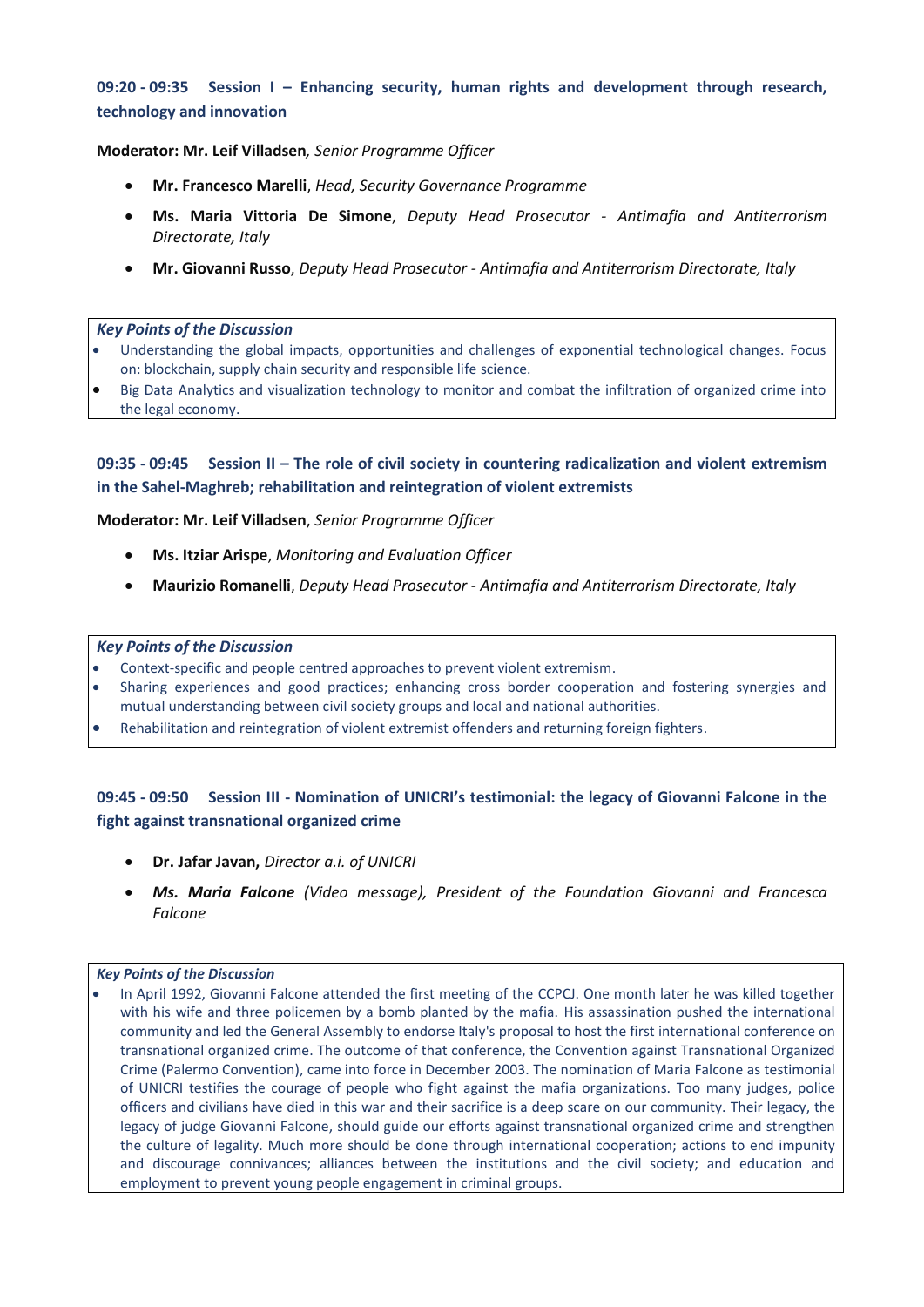### 09:20 - 09:35 Session I – Enhancing security, human rights and development through research, technology and innovation

**Moderator: Mr. Leif Villadsen***, Senior Programme Officer*

- **Mr. Francesco Marelli**, *Head, Security Governance Programme*
- **Ms. Maria Vittoria De Simone**, *Deputy Head Prosecutor - Antimafia and Antiterrorism Directorate, Italy*
- **Mr. Giovanni Russo**, *Deputy Head Prosecutor - Antimafia and Antiterrorism Directorate, Italy*

***Key Points of the Discussion***

- Understanding the global impacts, opportunities and challenges of exponential technological changes. Focus on: blockchain, supply chain security and responsible life science.
- Big Data Analytics and visualization technology to monitor and combat the infiltration of organized crime into the legal economy.

### 09:35 - 09:45 Session II – The role of civil society in countering radicalization and violent extremism in the Sahel-Maghreb; rehabilitation and reintegration of violent extremists

**Moderator: Mr. Leif Villadsen**, *Senior Programme Officer*

- **Ms. Itziar Arispe**, *Monitoring and Evaluation Officer*
- **Maurizio Romanelli**, *Deputy Head Prosecutor - Antimafia and Antiterrorism Directorate, Italy*

***Key Points of the Discussion***

- Context-specific and people centred approaches to prevent violent extremism.
- Sharing experiences and good practices; enhancing cross border cooperation and fostering synergies and mutual understanding between civil society groups and local and national authorities.
- Rehabilitation and reintegration of violent extremist offenders and returning foreign fighters.

### 09:45 - 09:50 Session III - Nomination of UNICRI's testimonial: the legacy of Giovanni Falcone in the fight against transnational organized crime

- **Dr. Jafar Javan,** *Director a.i. of UNICRI*
- ***Ms. Maria Falcone** (Video message), President of the Foundation Giovanni and Francesca Falcone*

***Key Points of the Discussion***

- In April 1992, Giovanni Falcone attended the first meeting of the CCPCJ. One month later he was killed together with his wife and three policemen by a bomb planted by the mafia. His assassination pushed the international community and led the General Assembly to endorse Italy's proposal to host the first international conference on transnational organized crime. The outcome of that conference, the Convention against Transnational Organized Crime (Palermo Convention), came into force in December 2003. The nomination of Maria Falcone as testimonial of UNICRI testifies the courage of people who fight against the mafia organizations. Too many judges, police officers and civilians have died in this war and their sacrifice is a deep scare on our community. Their legacy, the legacy of judge Giovanni Falcone, should guide our efforts against transnational organized crime and strengthen the culture of legality. Much more should be done through international cooperation; actions to end impunity and discourage connivances; alliances between the institutions and the civil society; and education and employment to prevent young people engagement in criminal groups.